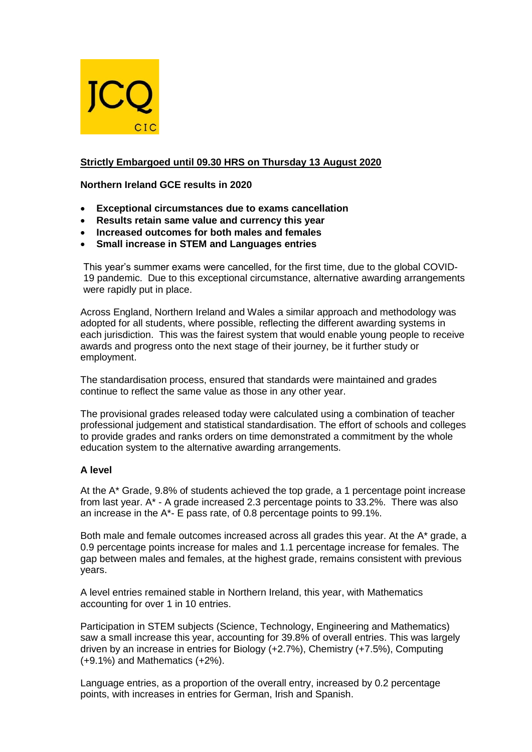**Strictly Embargoed until 09.30 HRS on Thursday 13 August 2020**

**Northern Ireland GCE results in 2020**

- **Exceptional circumstances due to exams cancellation**
- **Results retain same value and currency this year**
- **Increased outcomes for both males and females**
- **Small increase in STEM and Languages entries**

This year's summer exams were cancelled, for the first time, due to the global COVID-19 pandemic. Due to this exceptional circumstance, alternative awarding arrangements were rapidly put in place.

Across England, Northern Ireland and Wales a similar approach and methodology was adopted for all students, where possible, reflecting the different awarding systems in each jurisdiction. This was the fairest system that would enable young people to receive awards and progress onto the next stage of their journey, be it further study or employment.

The standardisation process, ensured that standards were maintained and grades continue to reflect the same value as those in any other year.

The provisional grades released today were calculated using a combination of teacher professional judgement and statistical standardisation. The effort of schools and colleges to provide grades and ranks orders on time demonstrated a commitment by the whole education system to the alternative awarding arrangements.

**A level**

At the A* Grade, 9.8% of students achieved the top grade, a 1 percentage point increase from last year. A* - A grade increased 2.3 percentage points to 33.2%. There was also an increase in the A*- E pass rate, of 0.8 percentage points to 99.1%.

Both male and female outcomes increased across all grades this year. At the A* grade, a 0.9 percentage points increase for males and 1.1 percentage increase for females. The gap between males and females, at the highest grade, remains consistent with previous years.

A level entries remained stable in Northern Ireland, this year, with Mathematics accounting for over 1 in 10 entries.

Participation in STEM subjects (Science, Technology, Engineering and Mathematics) saw a small increase this year, accounting for 39.8% of overall entries. This was largely driven by an increase in entries for Biology (+2.7%), Chemistry (+7.5%), Computing (+9.1%) and Mathematics (+2%).

Language entries, as a proportion of the overall entry, increased by 0.2 percentage points, with increases in entries for German, Irish and Spanish.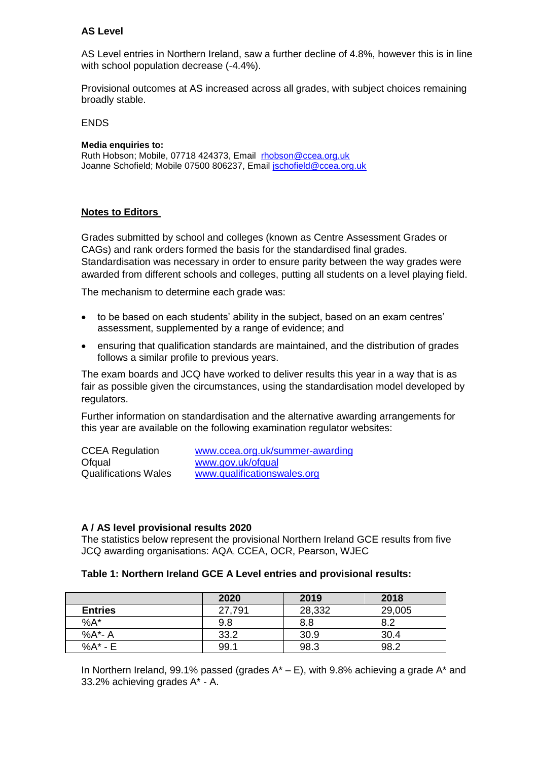### AS Level

AS Level entries in Northern Ireland, saw a further decline of 4.8%, however this is in line with school population decrease (-4.4%).

Provisional outcomes at AS increased across all grades, with subject choices remaining broadly stable.

ENDS

**Media enquiries to:**
Ruth Hobson; Mobile, 07718 424373, Email rhobson@ccea.org.uk
Joanne Schofield; Mobile 07500 806237, Email jschofield@ccea.org.uk

## Notes to Editors

Grades submitted by school and colleges (known as Centre Assessment Grades or CAGs) and rank orders formed the basis for the standardised final grades. Standardisation was necessary in order to ensure parity between the way grades were awarded from different schools and colleges, putting all students on a level playing field.

The mechanism to determine each grade was:

- to be based on each students' ability in the subject, based on an exam centres' assessment, supplemented by a range of evidence; and
- ensuring that qualification standards are maintained, and the distribution of grades follows a similar profile to previous years.

The exam boards and JCQ have worked to deliver results this year in a way that is as fair as possible given the circumstances, using the standardisation model developed by regulators.

Further information on standardisation and the alternative awarding arrangements for this year are available on the following examination regulator websites:

| | |
|---|---|
| CCEA Regulation | www.ccea.org.uk/summer-awarding |
| Ofqual | www.gov.uk/ofqual |
| Qualifications Wales | www.qualificationswales.org |

### A / AS level provisional results 2020

The statistics below represent the provisional Northern Ireland GCE results from five JCQ awarding organisations: AQA, CCEA, OCR, Pearson, WJEC

**Table 1: Northern Ireland GCE A Level entries and provisional results:**

| | 2020 | 2019 | 2018 |
|---|---|---|---|
| **Entries** | 27,791 | 28,332 | 29,005 |
| %A* | 9.8 | 8.8 | 8.2 |
| %A*- A | 33.2 | 30.9 | 30.4 |
| %A* - E | 99.1 | 98.3 | 98.2 |

In Northern Ireland, 99.1% passed (grades A* – E), with 9.8% achieving a grade A* and 33.2% achieving grades A* - A.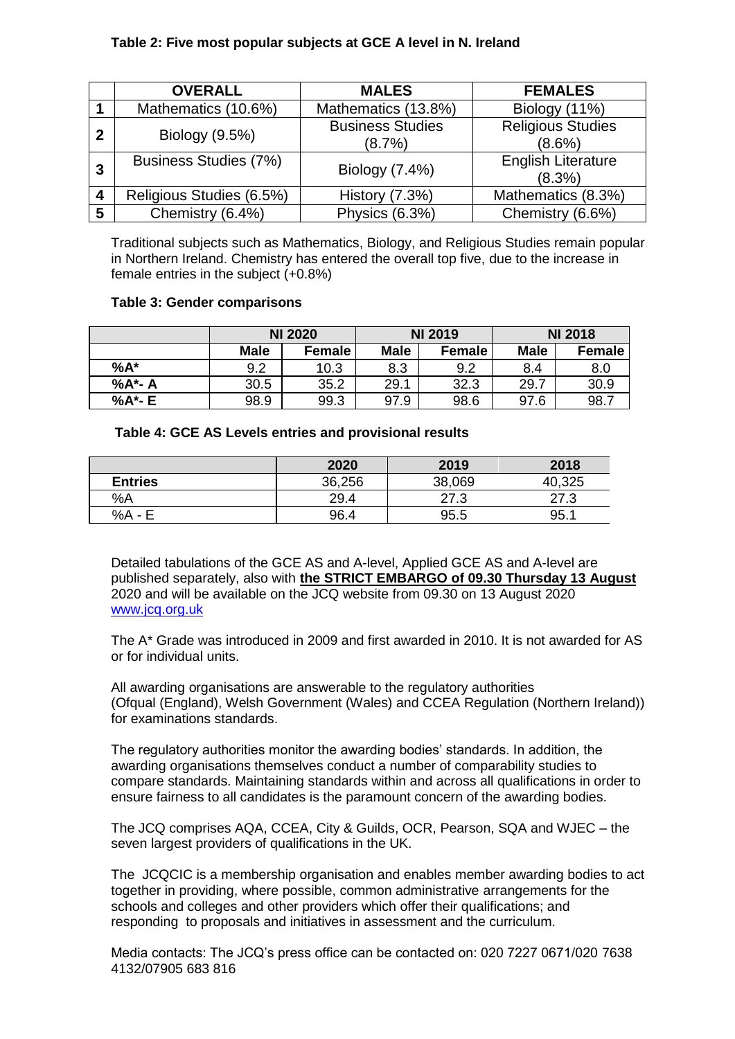**Table 2: Five most popular subjects at GCE A level in N. Ireland**

| | OVERALL | MALES | FEMALES |
|---|---|---|---|
| 1 | Mathematics (10.6%) | Mathematics (13.8%) | Biology (11%) |
| 2 | Biology (9.5%) | Business Studies (8.7%) | Religious Studies (8.6%) |
| 3 | Business Studies (7%) | Biology (7.4%) | English Literature (8.3%) |
| 4 | Religious Studies (6.5%) | History (7.3%) | Mathematics (8.3%) |
| 5 | Chemistry (6.4%) | Physics (6.3%) | Chemistry (6.6%) |

Traditional subjects such as Mathematics, Biology, and Religious Studies remain popular in Northern Ireland. Chemistry has entered the overall top five, due to the increase in female entries in the subject (+0.8%)

**Table 3: Gender comparisons**

| | NI 2020 | | NI 2019 | | NI 2018 | |
|---|---|---|---|---|---|---|
| | **Male** | **Female** | **Male** | **Female** | **Male** | **Female** |
| **%A*** | 9.2 | 10.3 | 8.3 | 9.2 | 8.4 | 8.0 |
| **%A*- A** | 30.5 | 35.2 | 29.1 | 32.3 | 29.7 | 30.9 |
| **%A*- E** | 98.9 | 99.3 | 97.9 | 98.6 | 97.6 | 98.7 |

**Table 4: GCE AS Levels entries and provisional results**

| | 2020 | 2019 | 2018 |
|---|---|---|---|
| **Entries** | 36,256 | 38,069 | 40,325 |
| %A | 29.4 | 27.3 | 27.3 |
| %A - E | 96.4 | 95.5 | 95.1 |

Detailed tabulations of the GCE AS and A-level, Applied GCE AS and A-level are published separately, also with **the STRICT EMBARGO of 09.30 Thursday 13 August** 2020 and will be available on the JCQ website from 09.30 on 13 August 2020 www.jcq.org.uk

The A* Grade was introduced in 2009 and first awarded in 2010. It is not awarded for AS or for individual units.

All awarding organisations are answerable to the regulatory authorities (Ofqual (England), Welsh Government (Wales) and CCEA Regulation (Northern Ireland)) for examinations standards.

The regulatory authorities monitor the awarding bodies' standards. In addition, the awarding organisations themselves conduct a number of comparability studies to compare standards. Maintaining standards within and across all qualifications in order to ensure fairness to all candidates is the paramount concern of the awarding bodies.

The JCQ comprises AQA, CCEA, City & Guilds, OCR, Pearson, SQA and WJEC – the seven largest providers of qualifications in the UK.

The JCQCIC is a membership organisation and enables member awarding bodies to act together in providing, where possible, common administrative arrangements for the schools and colleges and other providers which offer their qualifications; and responding to proposals and initiatives in assessment and the curriculum.

Media contacts: The JCQ's press office can be contacted on: 020 7227 0671/020 7638 4132/07905 683 816